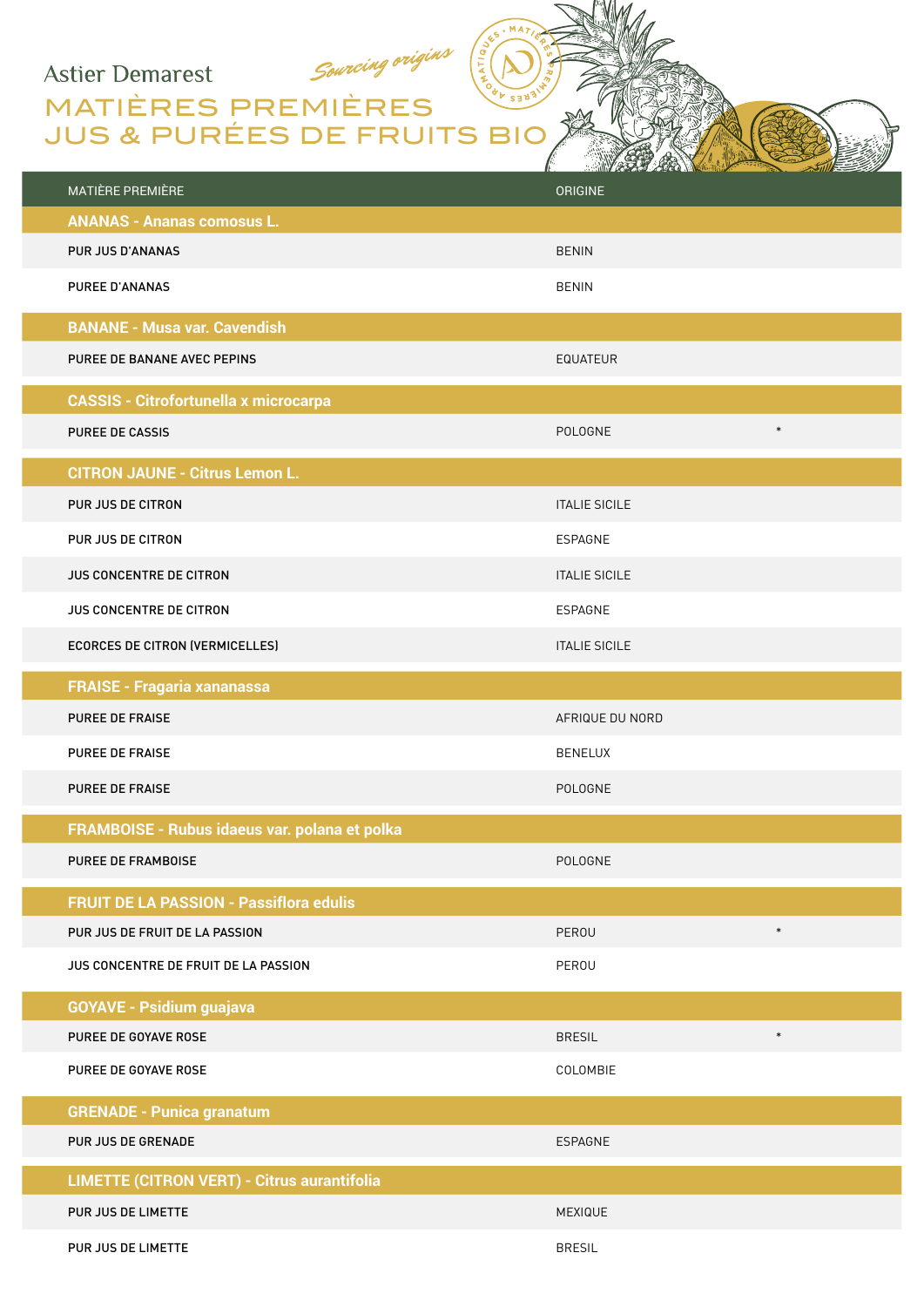Astier Demarest

*Sourcing origins*

# MATIÈRES PREMIÈRES JUS & PURÉES DE FRUITS BIO

| MATIÈRE PREMIÈRE | ORIGINE | |
|---|---|---|
| **ANANAS - Ananas comosus L.** | | |
| PUR JUS D'ANANAS | BENIN | |
| PUREE D'ANANAS | BENIN | |
| **BANANE - Musa var. Cavendish** | | |
| PUREE DE BANANE AVEC PEPINS | EQUATEUR | |
| **CASSIS - Citrofortunella x microcarpa** | | |
| PUREE DE CASSIS | POLOGNE | * |
| **CITRON JAUNE - Citrus Lemon L.** | | |
| PUR JUS DE CITRON | ITALIE SICILE | |
| PUR JUS DE CITRON | ESPAGNE | |
| JUS CONCENTRE DE CITRON | ITALIE SICILE | |
| JUS CONCENTRE DE CITRON | ESPAGNE | |
| ECORCES DE CITRON (VERMICELLES) | ITALIE SICILE | |
| **FRAISE - Fragaria xananassa** | | |
| PUREE DE FRAISE | AFRIQUE DU NORD | |
| PUREE DE FRAISE | BENELUX | |
| PUREE DE FRAISE | POLOGNE | |
| **FRAMBOISE - Rubus idaeus var. polana et polka** | | |
| PUREE DE FRAMBOISE | POLOGNE | |
| **FRUIT DE LA PASSION - Passiflora edulis** | | |
| PUR JUS DE FRUIT DE LA PASSION | PEROU | * |
| JUS CONCENTRE DE FRUIT DE LA PASSION | PEROU | |
| **GOYAVE - Psidium guajava** | | |
| PUREE DE GOYAVE ROSE | BRESIL | * |
| PUREE DE GOYAVE ROSE | COLOMBIE | |
| **GRENADE - Punica granatum** | | |
| PUR JUS DE GRENADE | ESPAGNE | |
| **LIMETTE (CITRON VERT) - Citrus aurantifolia** | | |
| PUR JUS DE LIMETTE | MEXIQUE | |
| PUR JUS DE LIMETTE | BRESIL | |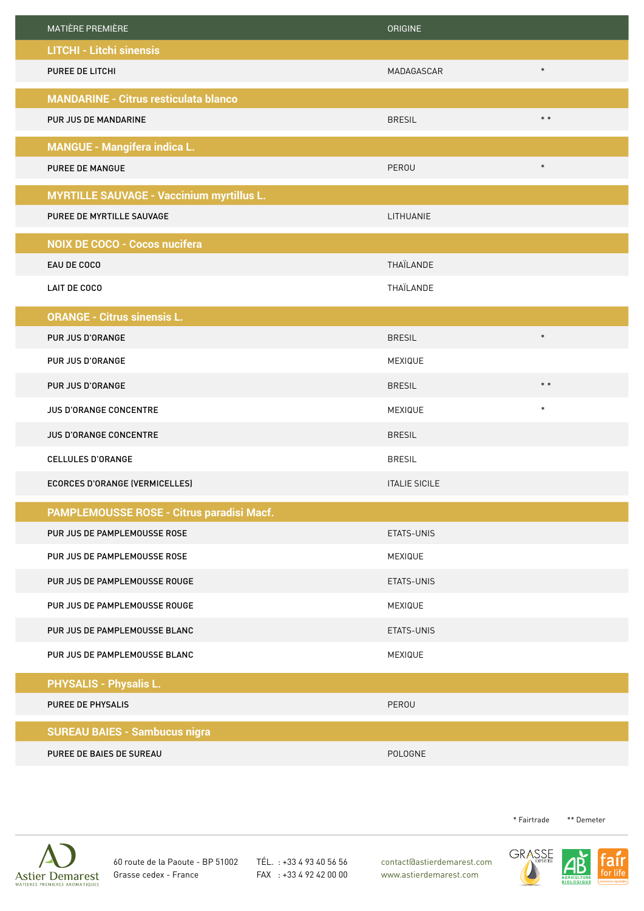| MATIÈRE PREMIÈRE | ORIGINE | |
|---|---|---|
| **LITCHI - Litchi sinensis** | | |
| PUREE DE LITCHI | MADAGASCAR | * |
| **MANDARINE - Citrus resticulata blanco** | | |
| PUR JUS DE MANDARINE | BRESIL | * * |
| **MANGUE - Mangifera indica L.** | | |
| PUREE DE MANGUE | PEROU | * |
| **MYRTILLE SAUVAGE - Vaccinium myrtillus L.** | | |
| PUREE DE MYRTILLE SAUVAGE | LITHUANIE | |
| **NOIX DE COCO - Cocos nucifera** | | |
| EAU DE COCO | THAÏLANDE | |
| LAIT DE COCO | THAÏLANDE | |
| **ORANGE - Citrus sinensis L.** | | |
| PUR JUS D'ORANGE | BRESIL | * |
| PUR JUS D'ORANGE | MEXIQUE | |
| PUR JUS D'ORANGE | BRESIL | * * |
| JUS D'ORANGE CONCENTRE | MEXIQUE | * |
| JUS D'ORANGE CONCENTRE | BRESIL | |
| CELLULES D'ORANGE | BRESIL | |
| ECORCES D'ORANGE (VERMICELLES) | ITALIE SICILE | |
| **PAMPLEMOUSSE ROSE - Citrus paradisi Macf.** | | |
| PUR JUS DE PAMPLEMOUSSE ROSE | ETATS-UNIS | |
| PUR JUS DE PAMPLEMOUSSE ROSE | MEXIQUE | |
| PUR JUS DE PAMPLEMOUSSE ROUGE | ETATS-UNIS | |
| PUR JUS DE PAMPLEMOUSSE ROUGE | MEXIQUE | |
| PUR JUS DE PAMPLEMOUSSE BLANC | ETATS-UNIS | |
| PUR JUS DE PAMPLEMOUSSE BLANC | MEXIQUE | |
| **PHYSALIS - Physalis L.** | | |
| PUREE DE PHYSALIS | PEROU | |
| **SUREAU BAIES - Sambucus nigra** | | |
| PUREE DE BAIES DE SUREAU | POLOGNE | |

* Fairtrade ** Demeter

Astier Demarest
MATIERES PREMIERES AROMATIQUES

60 route de la Paoute - BP 51002
Grasse cedex - France

TÉL. : +33 4 93 40 56 56
FAX : +33 4 92 42 00 00

contact@astierdemarest.com
www.astierdemarest.com